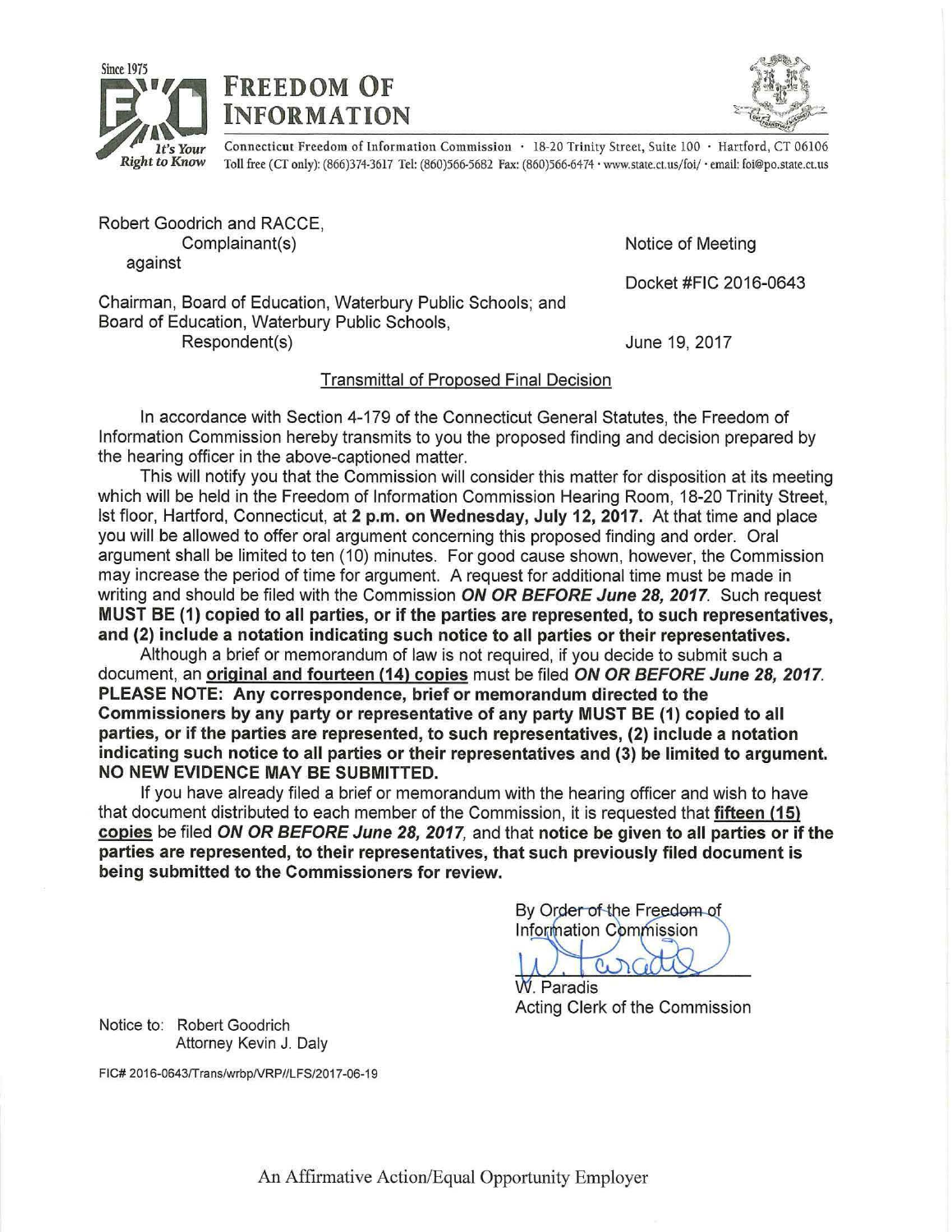# FREEDOM OF INFORMATION

Since 1975

It's Your Right to Know

Connecticut Freedom of Information Commission · 18-20 Trinity Street, Suite 100 · Hartford, CT 06106
Toll free (CT only): (866)374-3617 Tel: (860)566-5682 Fax: (860)566-6474 · www.state.ct.us/foi/ · email: foi@po.state.ct.us

Robert Goodrich and RACCE,
Complainant(s)
against

Notice of Meeting

Docket #FIC 2016-0643

Chairman, Board of Education, Waterbury Public Schools; and
Board of Education, Waterbury Public Schools,
Respondent(s)

June 19, 2017

Transmittal of Proposed Final Decision

In accordance with Section 4-179 of the Connecticut General Statutes, the Freedom of Information Commission hereby transmits to you the proposed finding and decision prepared by the hearing officer in the above-captioned matter.

This will notify you that the Commission will consider this matter for disposition at its meeting which will be held in the Freedom of Information Commission Hearing Room, 18-20 Trinity Street, lst floor, Hartford, Connecticut, at **2 p.m. on Wednesday, July 12, 2017.** At that time and place you will be allowed to offer oral argument concerning this proposed finding and order. Oral argument shall be limited to ten (10) minutes. For good cause shown, however, the Commission may increase the period of time for argument. A request for additional time must be made in writing and should be filed with the Commission ***ON OR BEFORE June 28, 2017***. Such request **MUST BE (1) copied to all parties, or if the parties are represented, to such representatives, and (2) include a notation indicating such notice to all parties or their representatives.**

Although a brief or memorandum of law is not required, if you decide to submit such a document, an **original and fourteen (14) copies** must be filed ***ON OR BEFORE June 28, 2017***. **PLEASE NOTE: Any correspondence, brief or memorandum directed to the Commissioners by any party or representative of any party MUST BE (1) copied to all parties, or if the parties are represented, to such representatives, (2) include a notation indicating such notice to all parties or their representatives and (3) be limited to argument. NO NEW EVIDENCE MAY BE SUBMITTED.**

If you have already filed a brief or memorandum with the hearing officer and wish to have that document distributed to each member of the Commission, it is requested that **fifteen (15) copies** be filed ***ON OR BEFORE June 28, 2017***, and that **notice be given to all parties or if the parties are represented, to their representatives, that such previously filed document is being submitted to the Commissioners for review.**

By Order of the Freedom of Information Commission

W. Paradis
Acting Clerk of the Commission

Notice to: Robert Goodrich
Attorney Kevin J. Daly

FIC# 2016-0643/Trans/wrbp/VRP//LFS/2017-06-19

An Affirmative Action/Equal Opportunity Employer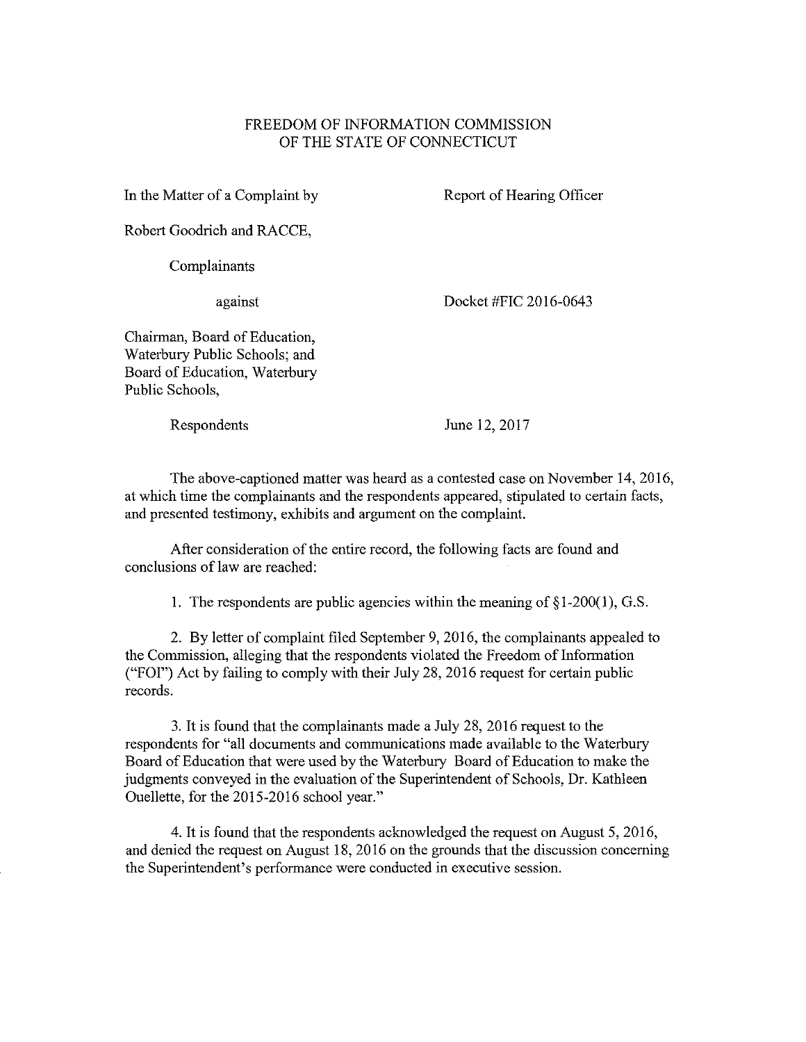FREEDOM OF INFORMATION COMMISSION
OF THE STATE OF CONNECTICUT

In the Matter of a Complaint by

Robert Goodrich and RACCE,

Complainants

against

Chairman, Board of Education, Waterbury Public Schools; and Board of Education, Waterbury Public Schools,

Respondents

Report of Hearing Officer

Docket #FIC 2016-0643

June 12, 2017

The above-captioned matter was heard as a contested case on November 14, 2016, at which time the complainants and the respondents appeared, stipulated to certain facts, and presented testimony, exhibits and argument on the complaint.

After consideration of the entire record, the following facts are found and conclusions of law are reached:

1. The respondents are public agencies within the meaning of §1-200(1), G.S.

2. By letter of complaint filed September 9, 2016, the complainants appealed to the Commission, alleging that the respondents violated the Freedom of Information ("FOI") Act by failing to comply with their July 28, 2016 request for certain public records.

3. It is found that the complainants made a July 28, 2016 request to the respondents for "all documents and communications made available to the Waterbury Board of Education that were used by the Waterbury Board of Education to make the judgments conveyed in the evaluation of the Superintendent of Schools, Dr. Kathleen Ouellette, for the 2015-2016 school year."

4. It is found that the respondents acknowledged the request on August 5, 2016, and denied the request on August 18, 2016 on the grounds that the discussion concerning the Superintendent's performance were conducted in executive session.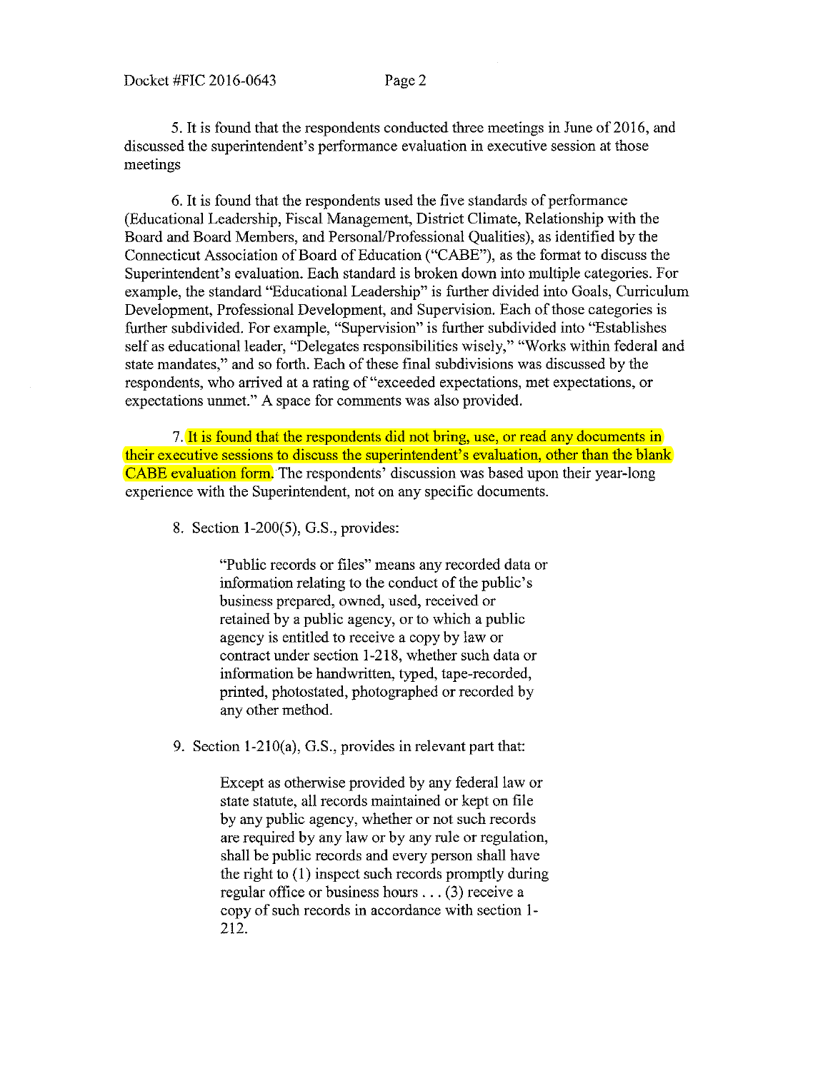5. It is found that the respondents conducted three meetings in June of 2016, and discussed the superintendent's performance evaluation in executive session at those meetings

6. It is found that the respondents used the five standards of performance (Educational Leadership, Fiscal Management, District Climate, Relationship with the Board and Board Members, and Personal/Professional Qualities), as identified by the Connecticut Association of Board of Education ("CABE"), as the format to discuss the Superintendent's evaluation. Each standard is broken down into multiple categories. For example, the standard "Educational Leadership" is further divided into Goals, Curriculum Development, Professional Development, and Supervision. Each of those categories is further subdivided. For example, "Supervision" is further subdivided into "Establishes self as educational leader, "Delegates responsibilities wisely," "Works within federal and state mandates," and so forth. Each of these final subdivisions was discussed by the respondents, who arrived at a rating of "exceeded expectations, met expectations, or expectations unmet." A space for comments was also provided.

7. It is found that the respondents did not bring, use, or read any documents in their executive sessions to discuss the superintendent's evaluation, other than the blank CABE evaluation form. The respondents' discussion was based upon their year-long experience with the Superintendent, not on any specific documents.

8. Section 1-200(5), G.S., provides:

> "Public records or files" means any recorded data or information relating to the conduct of the public's business prepared, owned, used, received or retained by a public agency, or to which a public agency is entitled to receive a copy by law or contract under section 1-218, whether such data or information be handwritten, typed, tape-recorded, printed, photostated, photographed or recorded by any other method.

9. Section 1-210(a), G.S., provides in relevant part that:

> Except as otherwise provided by any federal law or state statute, all records maintained or kept on file by any public agency, whether or not such records are required by any law or by any rule or regulation, shall be public records and every person shall have the right to (1) inspect such records promptly during regular office or business hours . . . (3) receive a copy of such records in accordance with section 1-212.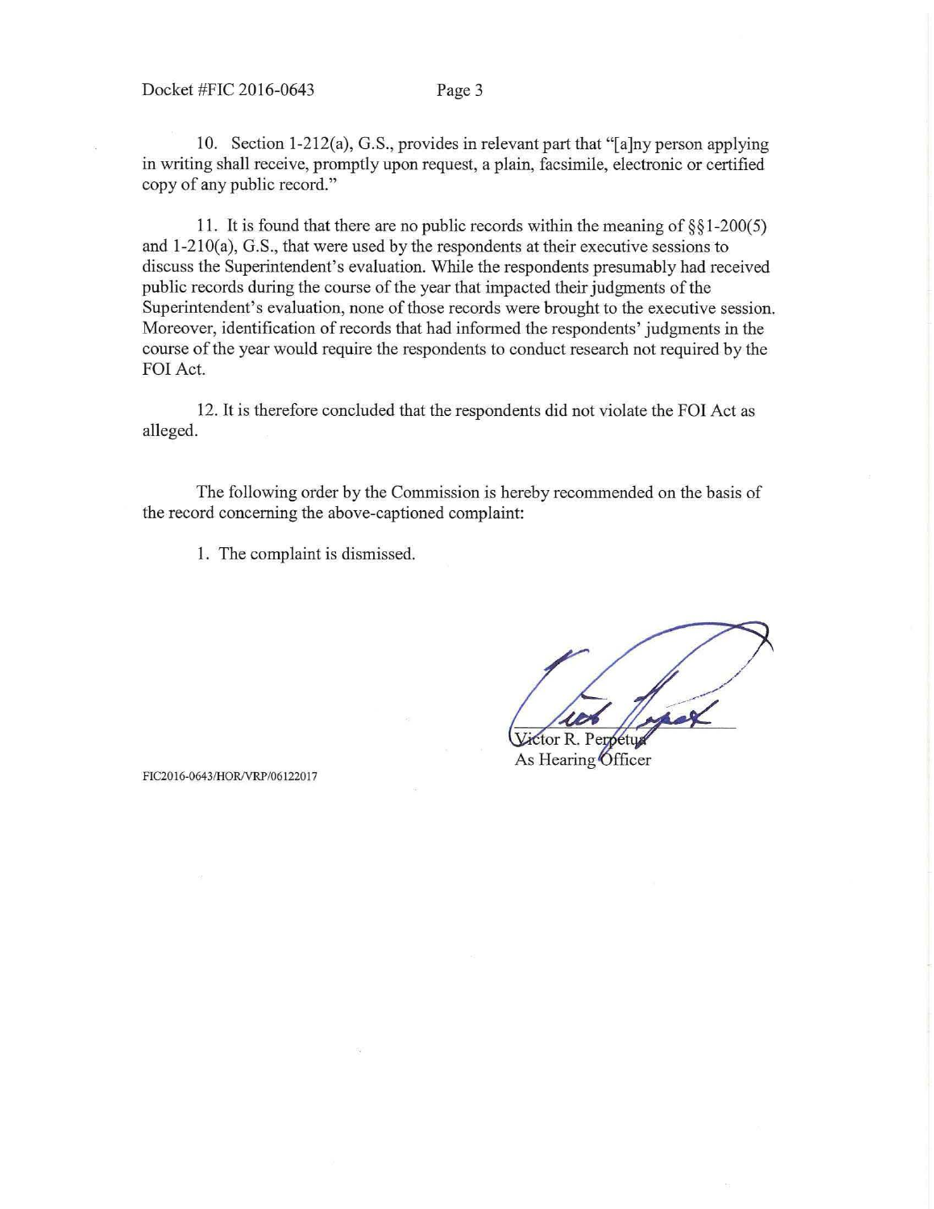10. Section 1-212(a), G.S., provides in relevant part that "[a]ny person applying in writing shall receive, promptly upon request, a plain, facsimile, electronic or certified copy of any public record."

11. It is found that there are no public records within the meaning of §§1-200(5) and 1-210(a), G.S., that were used by the respondents at their executive sessions to discuss the Superintendent's evaluation. While the respondents presumably had received public records during the course of the year that impacted their judgments of the Superintendent's evaluation, none of those records were brought to the executive session. Moreover, identification of records that had informed the respondents' judgments in the course of the year would require the respondents to conduct research not required by the FOI Act.

12. It is therefore concluded that the respondents did not violate the FOI Act as alleged.

The following order by the Commission is hereby recommended on the basis of the record concerning the above-captioned complaint:

1. The complaint is dismissed.

Victor R. Perpetua
As Hearing Officer

FIC2016-0643/HOR/VRP/06122017